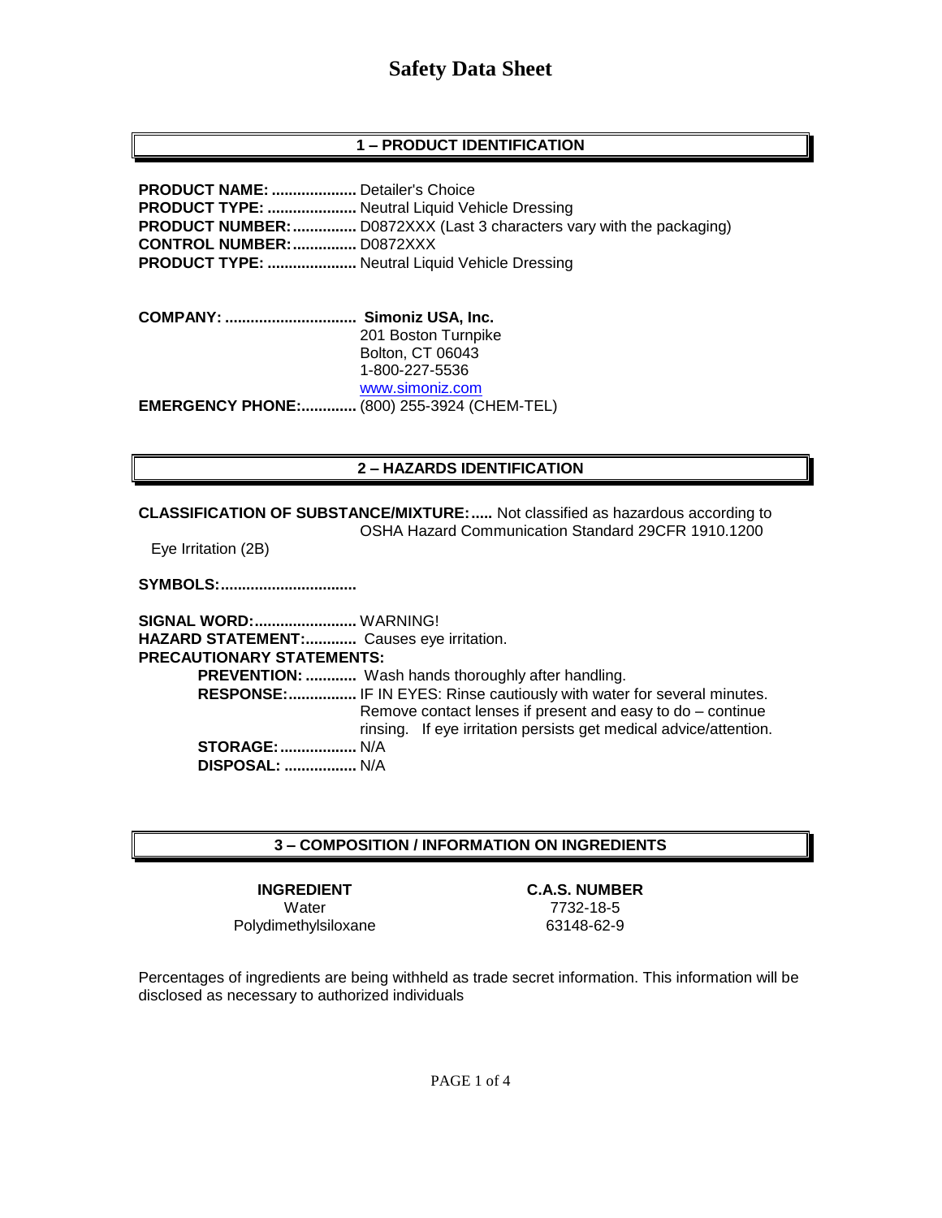# Safety Data Sheet

## 1 – PRODUCT IDENTIFICATION

**PRODUCT NAME: ....................** Detailer's Choice
**PRODUCT TYPE: .....................** Neutral Liquid Vehicle Dressing
**PRODUCT NUMBER:...............** D0872XXX (Last 3 characters vary with the packaging)
**CONTROL NUMBER:...............** D0872XXX
**PRODUCT TYPE: .....................** Neutral Liquid Vehicle Dressing

**COMPANY: ..............................** **Simoniz USA, Inc.**
201 Boston Turnpike
Bolton, CT 06043
1-800-227-5536
www.simoniz.com
**EMERGENCY PHONE:.............** (800) 255-3924 (CHEM-TEL)

## 2 – HAZARDS IDENTIFICATION

**CLASSIFICATION OF SUBSTANCE/MIXTURE:.....** Not classified as hazardous according to OSHA Hazard Communication Standard 29CFR 1910.1200

Eye Irritation (2B)

**SYMBOLS:...............................**

**SIGNAL WORD:........................** WARNING!
**HAZARD STATEMENT:............** Causes eye irritation.
**PRECAUTIONARY STATEMENTS:**

- **PREVENTION: ............** Wash hands thoroughly after handling.
- **RESPONSE:................** IF IN EYES: Rinse cautiously with water for several minutes. Remove contact lenses if present and easy to do – continue rinsing. If eye irritation persists get medical advice/attention.
- **STORAGE:..................** N/A
- **DISPOSAL: .................** N/A

## 3 – COMPOSITION / INFORMATION ON INGREDIENTS

| INGREDIENT | C.A.S. NUMBER |
|---|---|
| Water | 7732-18-5 |
| Polydimethylsiloxane | 63148-62-9 |

Percentages of ingredients are being withheld as trade secret information. This information will be disclosed as necessary to authorized individuals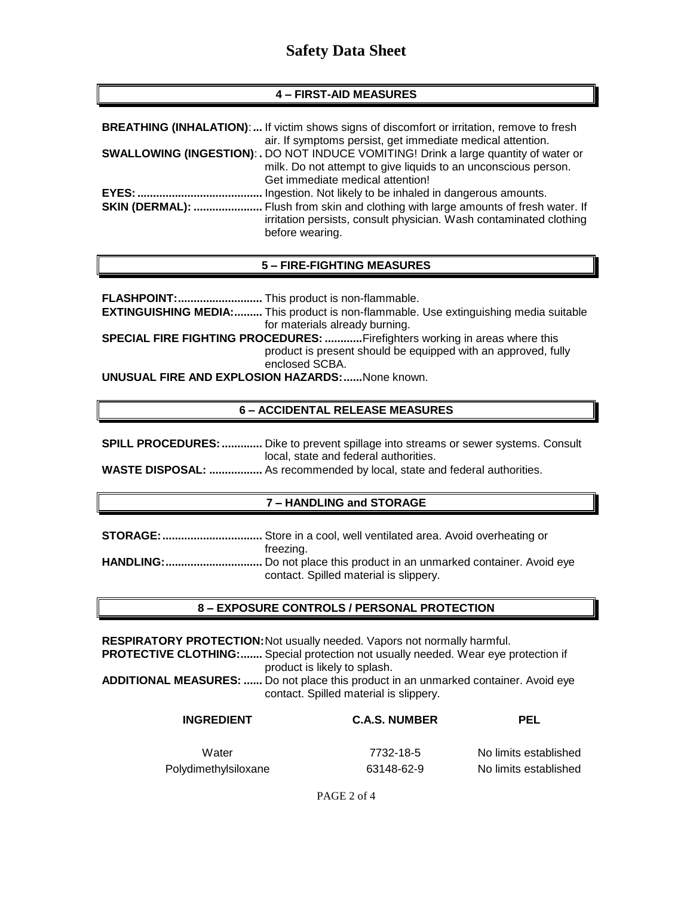# Safety Data Sheet

## 4 – FIRST-AID MEASURES

**BREATHING (INHALATION)**:... If victim shows signs of discomfort or irritation, remove to fresh air. If symptoms persist, get immediate medical attention.

**SWALLOWING (INGESTION)**:. DO NOT INDUCE VOMITING! Drink a large quantity of water or milk. Do not attempt to give liquids to an unconscious person. Get immediate medical attention!

**EYES:**........................................ Ingestion. Not likely to be inhaled in dangerous amounts.

**SKIN (DERMAL):** ...................... Flush from skin and clothing with large amounts of fresh water. If irritation persists, consult physician. Wash contaminated clothing before wearing.

## 5 – FIRE-FIGHTING MEASURES

**FLASHPOINT:**........................... This product is non-flammable.

**EXTINGUISHING MEDIA:**......... This product is non-flammable. Use extinguishing media suitable for materials already burning.

**SPECIAL FIRE FIGHTING PROCEDURES:** ............Firefighters working in areas where this product is present should be equipped with an approved, fully enclosed SCBA.

**UNUSUAL FIRE AND EXPLOSION HAZARDS:**......None known.

## 6 – ACCIDENTAL RELEASE MEASURES

**SPILL PROCEDURES:**............. Dike to prevent spillage into streams or sewer systems. Consult local, state and federal authorities.

**WASTE DISPOSAL:** ................. As recommended by local, state and federal authorities.

## 7 – HANDLING and STORAGE

**STORAGE:**................................ Store in a cool, well ventilated area. Avoid overheating or freezing.

**HANDLING:**............................... Do not place this product in an unmarked container. Avoid eye contact. Spilled material is slippery.

## 8 – EXPOSURE CONTROLS / PERSONAL PROTECTION

**RESPIRATORY PROTECTION:**Not usually needed. Vapors not normally harmful.

**PROTECTIVE CLOTHING:**....... Special protection not usually needed. Wear eye protection if product is likely to splash.

**ADDITIONAL MEASURES:** ...... Do not place this product in an unmarked container. Avoid eye contact. Spilled material is slippery.

| INGREDIENT | C.A.S. NUMBER | PEL |
| --- | --- | --- |
| Water | 7732-18-5 | No limits established |
| Polydimethylsiloxane | 63148-62-9 | No limits established |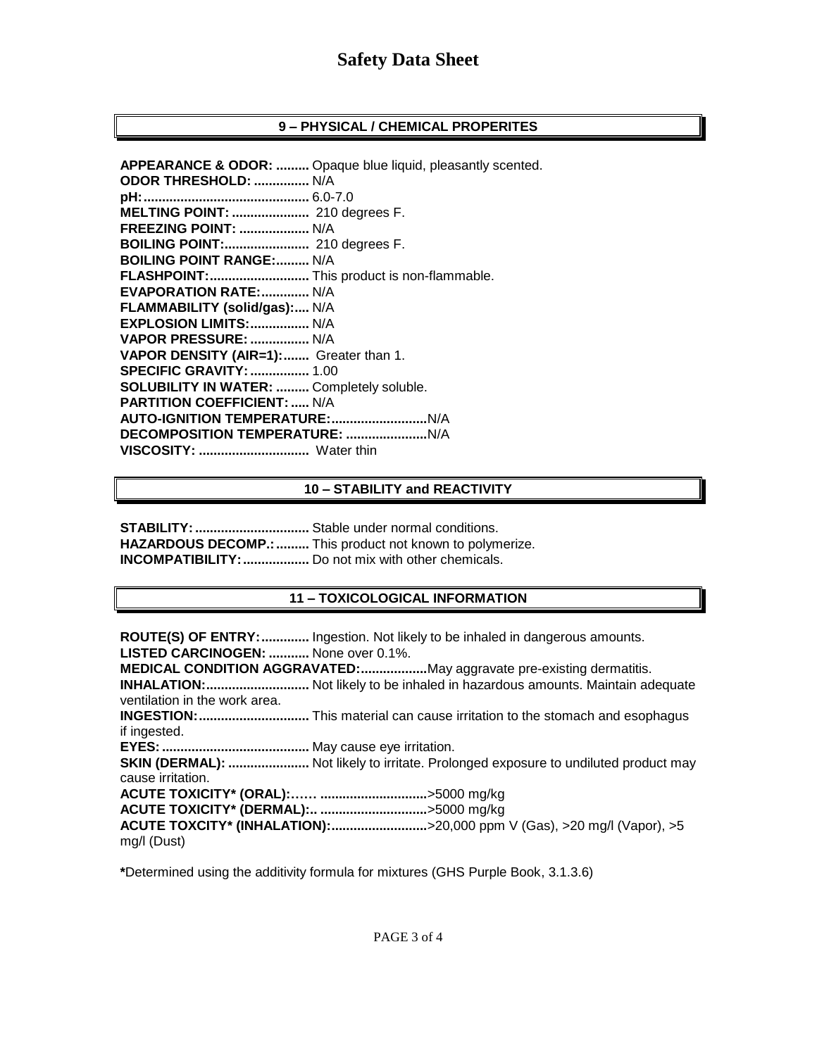# Safety Data Sheet

## 9 – PHYSICAL / CHEMICAL PROPERITES

**APPEARANCE & ODOR: .........** Opaque blue liquid, pleasantly scented.
**ODOR THRESHOLD: ...............** N/A
**pH: ............................................** 6.0-7.0
**MELTING POINT: .....................** 210 degrees F.
**FREEZING POINT: ...................** N/A
**BOILING POINT:.......................** 210 degrees F.
**BOILING POINT RANGE:.........** N/A
**FLASHPOINT:...........................** This product is non-flammable.
**EVAPORATION RATE:.............** N/A
**FLAMMABILITY (solid/gas):....** N/A
**EXPLOSION LIMITS:................** N/A
**VAPOR PRESSURE: ................** N/A
**VAPOR DENSITY (AIR=1):.......** Greater than 1.
**SPECIFIC GRAVITY: ................** 1.00
**SOLUBILITY IN WATER: .........** Completely soluble.
**PARTITION COEFFICIENT: .....** N/A
**AUTO-IGNITION TEMPERATURE:..........................**N/A
**DECOMPOSITION TEMPERATURE: ......................**N/A
**VISCOSITY: ..............................** Water thin

## 10 – STABILITY and REACTIVITY

**STABILITY: ...............................** Stable under normal conditions.
**HAZARDOUS DECOMP.: .........** This product not known to polymerize.
**INCOMPATIBILITY: ..................** Do not mix with other chemicals.

## 11 – TOXICOLOGICAL INFORMATION

**ROUTE(S) OF ENTRY: .............** Ingestion. Not likely to be inhaled in dangerous amounts.
**LISTED CARCINOGEN: ...........** None over 0.1%.
**MEDICAL CONDITION AGGRAVATED:..................**May aggravate pre-existing dermatitis.
**INHALATION:............................** Not likely to be inhaled in hazardous amounts. Maintain adequate ventilation in the work area.
**INGESTION:..............................** This material can cause irritation to the stomach and esophagus if ingested.
**EYES: ........................................** May cause eye irritation.
**SKIN (DERMAL): ......................** Not likely to irritate. Prolonged exposure to undiluted product may cause irritation.
**ACUTE TOXICITY* (ORAL):…… ............................**>5000 mg/kg
**ACUTE TOXICITY* (DERMAL):.. ............................**>5000 mg/kg
**ACUTE TOXCITY* (INHALATION):..........................**>20,000 ppm V (Gas), >20 mg/l (Vapor), >5 mg/l (Dust)

**\***Determined using the additivity formula for mixtures (GHS Purple Book, 3.1.3.6)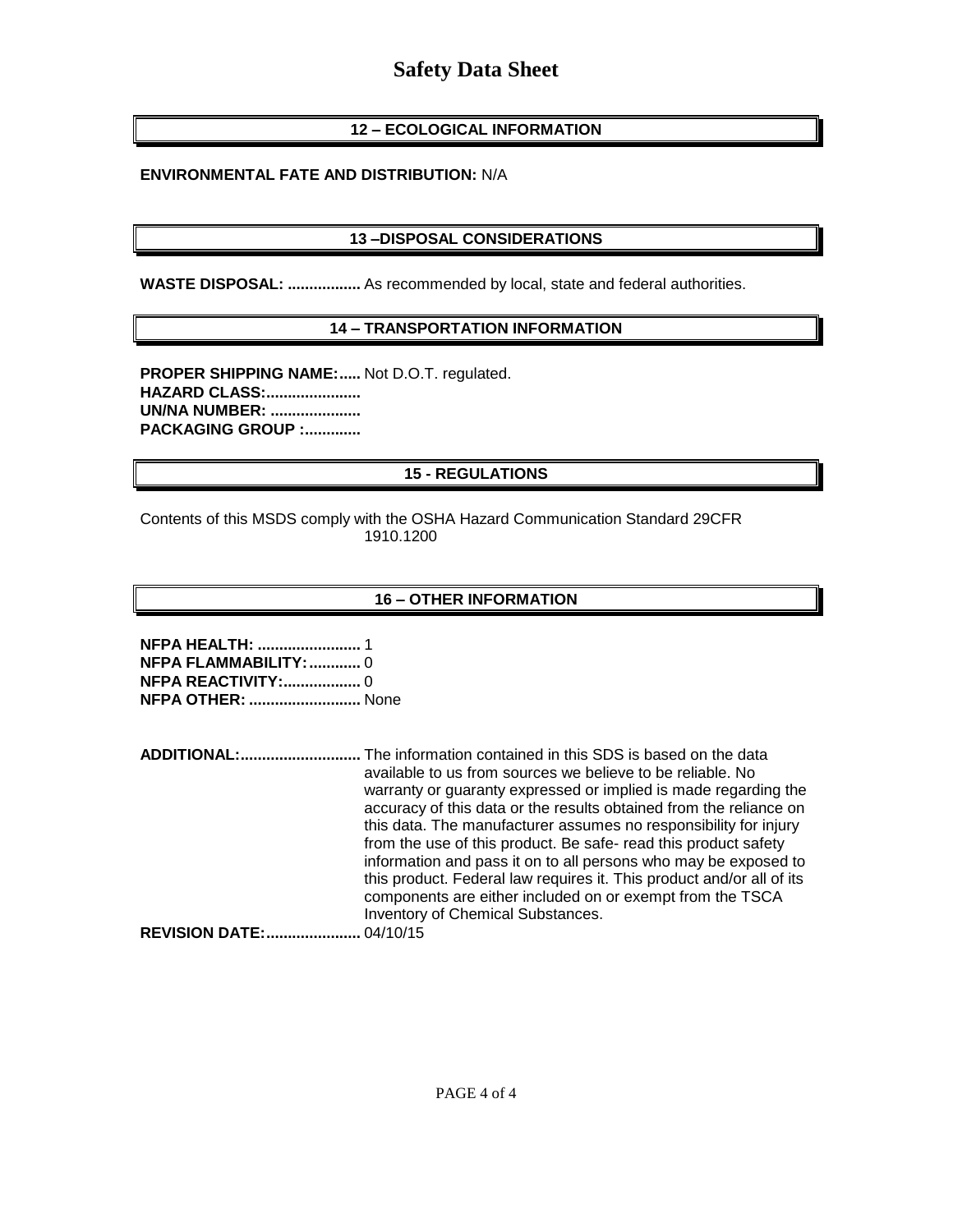## 12 – ECOLOGICAL INFORMATION

**ENVIRONMENTAL FATE AND DISTRIBUTION:** N/A

## 13 –DISPOSAL CONSIDERATIONS

**WASTE DISPOSAL: .................** As recommended by local, state and federal authorities.

## 14 – TRANSPORTATION INFORMATION

**PROPER SHIPPING NAME:.....** Not D.O.T. regulated.
**HAZARD CLASS:......................**
**UN/NA NUMBER: .....................**
**PACKAGING GROUP :.............**

## 15 - REGULATIONS

Contents of this MSDS comply with the OSHA Hazard Communication Standard 29CFR 1910.1200

## 16 – OTHER INFORMATION

**NFPA HEALTH: ........................** 1
**NFPA FLAMMABILITY:............** 0
**NFPA REACTIVITY:..................** 0
**NFPA OTHER: ..........................** None

**ADDITIONAL:............................** The information contained in this SDS is based on the data available to us from sources we believe to be reliable. No warranty or guaranty expressed or implied is made regarding the accuracy of this data or the results obtained from the reliance on this data. The manufacturer assumes no responsibility for injury from the use of this product. Be safe- read this product safety information and pass it on to all persons who may be exposed to this product. Federal law requires it. This product and/or all of its components are either included on or exempt from the TSCA Inventory of Chemical Substances.
**REVISION DATE:......................** 04/10/15